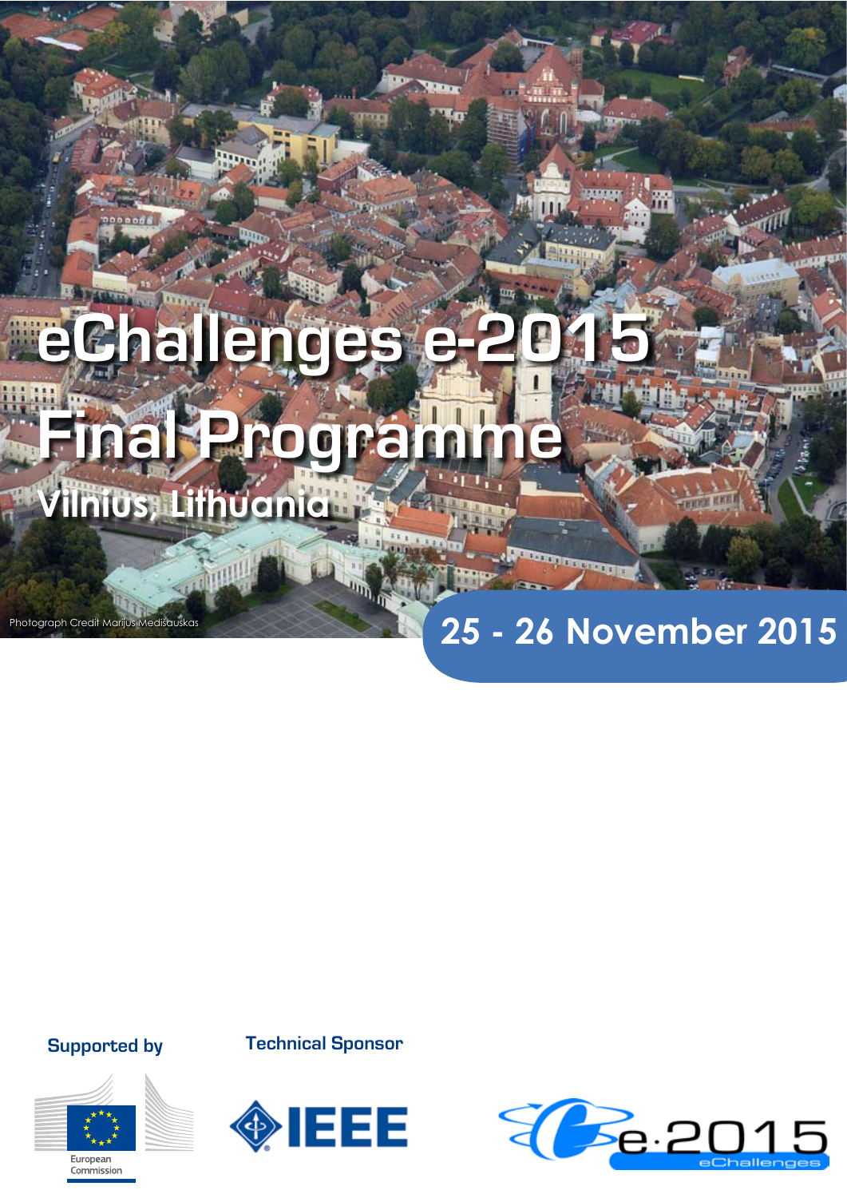# eChallenges e-2015

# Final Programme

## Vilnius, Lithuania

Photograph Credit Marijus Medišauskas

**25 - 26 November 2015**

**Supported by**

European Commission

**Technical Sponsor**

IEEE

e-2015 eChallenges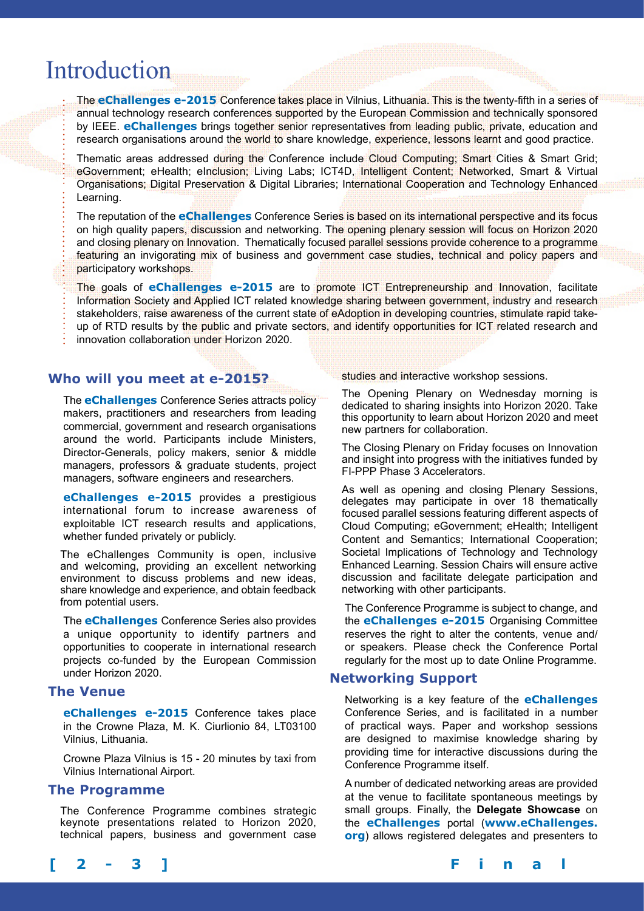# Introduction

The **eChallenges e-2015** Conference takes place in Vilnius, Lithuania. This is the twenty-fifth in a series of annual technology research conferences supported by the European Commission and technically sponsored by IEEE. **eChallenges** brings together senior representatives from leading public, private, education and research organisations around the world to share knowledge, experience, lessons learnt and good practice.

Thematic areas addressed during the Conference include Cloud Computing; Smart Cities & Smart Grid; eGovernment; eHealth; eInclusion; Living Labs; ICT4D, Intelligent Content; Networked, Smart & Virtual Organisations; Digital Preservation & Digital Libraries; International Cooperation and Technology Enhanced Learning.

The reputation of the **eChallenges** Conference Series is based on its international perspective and its focus on high quality papers, discussion and networking. The opening plenary session will focus on Horizon 2020 and closing plenary on Innovation. Thematically focused parallel sessions provide coherence to a programme featuring an invigorating mix of business and government case studies, technical and policy papers and participatory workshops.

The goals of **eChallenges e-2015** are to promote ICT Entrepreneurship and Innovation, facilitate Information Society and Applied ICT related knowledge sharing between government, industry and research stakeholders, raise awareness of the current state of eAdoption in developing countries, stimulate rapid take-up of RTD results by the public and private sectors, and identify opportunities for ICT related research and innovation collaboration under Horizon 2020.

## Who will you meet at e-2015?

The **eChallenges** Conference Series attracts policy makers, practitioners and researchers from leading commercial, government and research organisations around the world. Participants include Ministers, Director-Generals, policy makers, senior & middle managers, professors & graduate students, project managers, software engineers and researchers.

**eChallenges e-2015** provides a prestigious international forum to increase awareness of exploitable ICT research results and applications, whether funded privately or publicly.

The eChallenges Community is open, inclusive and welcoming, providing an excellent networking environment to discuss problems and new ideas, share knowledge and experience, and obtain feedback from potential users.

The **eChallenges** Conference Series also provides a unique opportunity to identify partners and opportunities to cooperate in international research projects co-funded by the European Commission under Horizon 2020.

## The Venue

**eChallenges e-2015** Conference takes place in the Crowne Plaza, M. K. Ciurlionio 84, LT03100 Vilnius, Lithuania.

Crowne Plaza Vilnius is 15 - 20 minutes by taxi from Vilnius International Airport.

## The Programme

The Conference Programme combines strategic keynote presentations related to Horizon 2020, technical papers, business and government case studies and interactive workshop sessions.

The Opening Plenary on Wednesday morning is dedicated to sharing insights into Horizon 2020. Take this opportunity to learn about Horizon 2020 and meet new partners for collaboration.

The Closing Plenary on Friday focuses on Innovation and insight into progress with the initiatives funded by FI-PPP Phase 3 Accelerators.

As well as opening and closing Plenary Sessions, delegates may participate in over 18 thematically focused parallel sessions featuring different aspects of Cloud Computing; eGovernment; eHealth; Intelligent Content and Semantics; International Cooperation; Societal Implications of Technology and Technology Enhanced Learning. Session Chairs will ensure active discussion and facilitate delegate participation and networking with other participants.

The Conference Programme is subject to change, and the **eChallenges e-2015** Organising Committee reserves the right to alter the contents, venue and/or speakers. Please check the Conference Portal regularly for the most up to date Online Programme.

## Networking Support

Networking is a key feature of the **eChallenges** Conference Series, and is facilitated in a number of practical ways. Paper and workshop sessions are designed to maximise knowledge sharing by providing time for interactive discussions during the Conference Programme itself.

A number of dedicated networking areas are provided at the venue to facilitate spontaneous meetings by small groups. Finally, the **Delegate Showcase** on the **eChallenges** portal (**www.eChallenges.org**) allows registered delegates and presenters to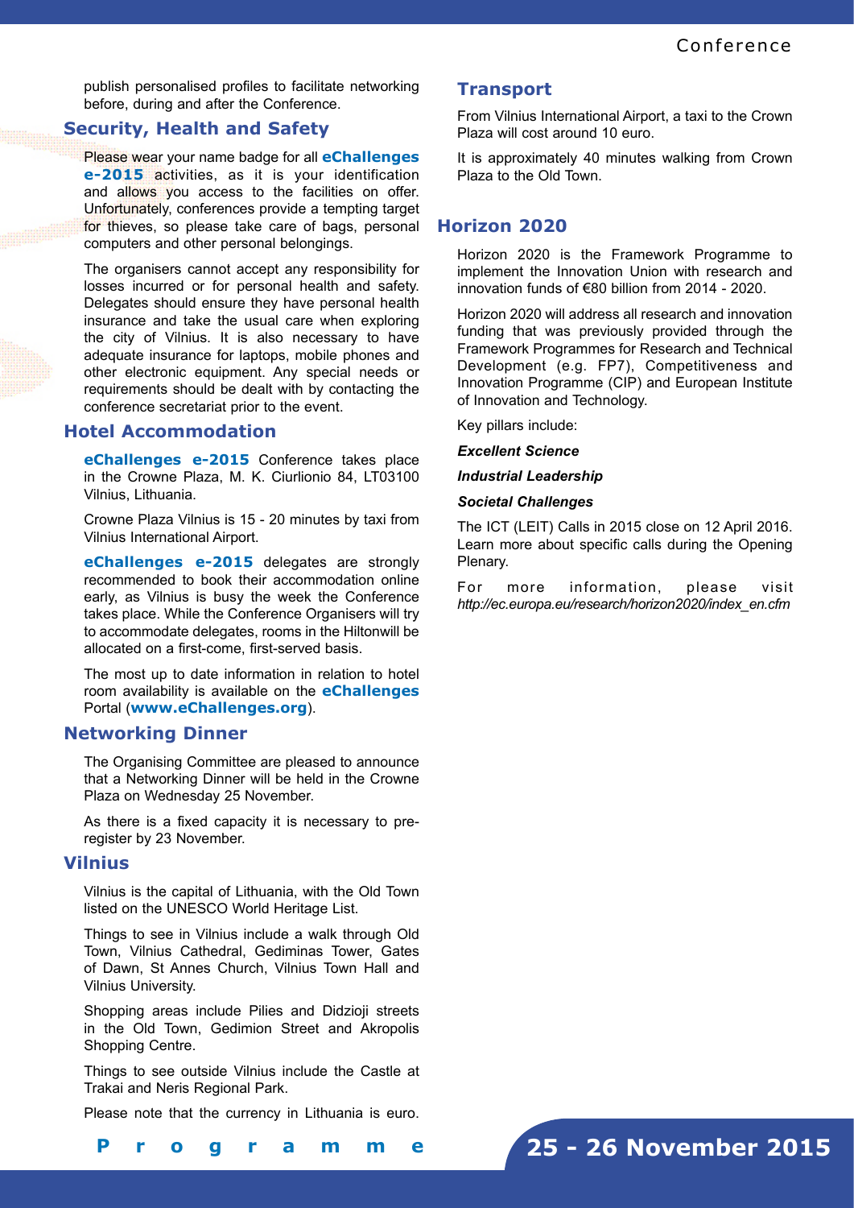publish personalised profiles to facilitate networking before, during and after the Conference.

## Security, Health and Safety

Please wear your name badge for all **eChallenges e-2015** activities, as it is your identification and allows you access to the facilities on offer. Unfortunately, conferences provide a tempting target for thieves, so please take care of bags, personal computers and other personal belongings.

The organisers cannot accept any responsibility for losses incurred or for personal health and safety. Delegates should ensure they have personal health insurance and take the usual care when exploring the city of Vilnius. It is also necessary to have adequate insurance for laptops, mobile phones and other electronic equipment. Any special needs or requirements should be dealt with by contacting the conference secretariat prior to the event.

## Hotel Accommodation

**eChallenges e-2015** Conference takes place in the Crowne Plaza, M. K. Ciurlionio 84, LT03100 Vilnius, Lithuania.

Crowne Plaza Vilnius is 15 - 20 minutes by taxi from Vilnius International Airport.

**eChallenges e-2015** delegates are strongly recommended to book their accommodation online early, as Vilnius is busy the week the Conference takes place. While the Conference Organisers will try to accommodate delegates, rooms in the Hiltonwill be allocated on a first-come, first-served basis.

The most up to date information in relation to hotel room availability is available on the **eChallenges** Portal (**www.eChallenges.org**).

## Networking Dinner

The Organising Committee are pleased to announce that a Networking Dinner will be held in the Crowne Plaza on Wednesday 25 November.

As there is a fixed capacity it is necessary to pre-register by 23 November.

## Vilnius

Vilnius is the capital of Lithuania, with the Old Town listed on the UNESCO World Heritage List.

Things to see in Vilnius include a walk through Old Town, Vilnius Cathedral, Gediminas Tower, Gates of Dawn, St Annes Church, Vilnius Town Hall and Vilnius University.

Shopping areas include Pilies and Didzioji streets in the Old Town, Gedimion Street and Akropolis Shopping Centre.

Things to see outside Vilnius include the Castle at Trakai and Neris Regional Park.

Please note that the currency in Lithuania is euro.

## Transport

From Vilnius International Airport, a taxi to the Crown Plaza will cost around 10 euro.

It is approximately 40 minutes walking from Crown Plaza to the Old Town.

## Horizon 2020

Horizon 2020 is the Framework Programme to implement the Innovation Union with research and innovation funds of €80 billion from 2014 - 2020.

Horizon 2020 will address all research and innovation funding that was previously provided through the Framework Programmes for Research and Technical Development (e.g. FP7), Competitiveness and Innovation Programme (CIP) and European Institute of Innovation and Technology.

Key pillars include:

***Excellent Science***

***Industrial Leadership***

***Societal Challenges***

The ICT (LEIT) Calls in 2015 close on 12 April 2016. Learn more about specific calls during the Opening Plenary.

For more information, please visit *http://ec.europa.eu/research/horizon2020/index_en.cfm*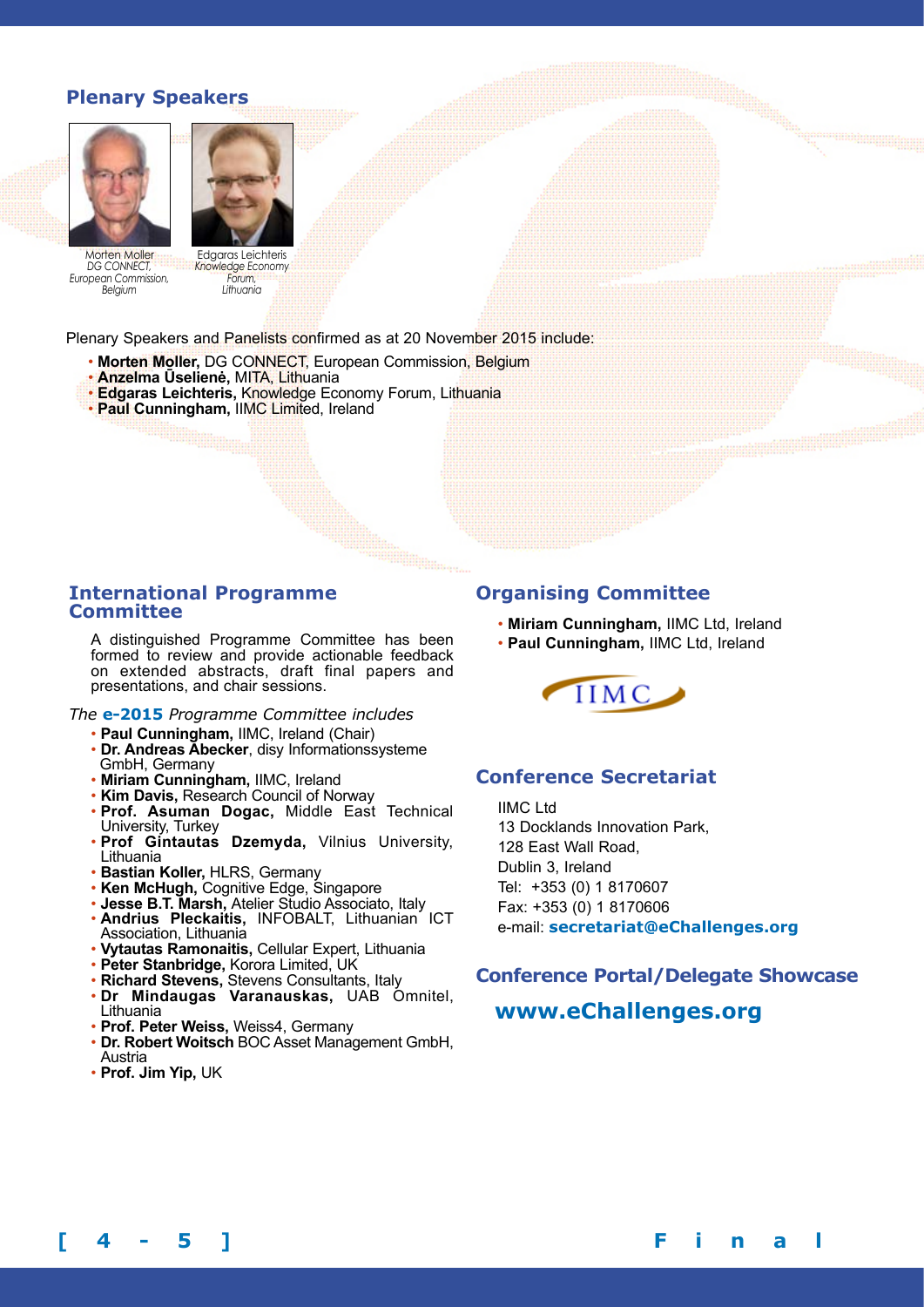## Plenary Speakers

Morten Moller
*DG CONNECT, European Commission, Belgium*

Edgaras Leichteris
*Knowledge Economy Forum, Lithuania*

Plenary Speakers and Panelists confirmed as at 20 November 2015 include:

- **Morten Moller,** DG CONNECT, European Commission, Belgium
- **Anzelma Ūselienė,** MITA, Lithuania
- **Edgaras Leichteris,** Knowledge Economy Forum, Lithuania
- **Paul Cunningham,** IIMC Limited, Ireland

## International Programme Committee

A distinguished Programme Committee has been formed to review and provide actionable feedback on extended abstracts, draft final papers and presentations, and chair sessions.

*The* **e-2015** *Programme Committee includes*

- **Paul Cunningham,** IIMC, Ireland (Chair)
- **Dr. Andreas Abecker**, disy Informationssysteme GmbH, Germany
- **Miriam Cunningham,** IIMC, Ireland
- **Kim Davis,** Research Council of Norway
- **Prof. Asuman Dogac,** Middle East Technical University, Turkey
- **Prof Gintautas Dzemyda,** Vilnius University, Lithuania
- **Bastian Koller,** HLRS, Germany
- **Ken McHugh,** Cognitive Edge, Singapore
- **Jesse B.T. Marsh,** Atelier Studio Associato, Italy
- **Andrius Pleckaitis,** INFOBALT, Lithuanian ICT Association, Lithuania
- **Vytautas Ramonaitis,** Cellular Expert, Lithuania
- **Peter Stanbridge,** Korora Limited, UK
- **Richard Stevens,** Stevens Consultants, Italy
- **Dr Mindaugas Varanauskas,** UAB Omnitel, Lithuania
- **Prof. Peter Weiss,** Weiss4, Germany
- **Dr. Robert Woitsch** BOC Asset Management GmbH, Austria
- **Prof. Jim Yip,** UK

## Organising Committee

- **Miriam Cunningham,** IIMC Ltd, Ireland
- **Paul Cunningham,** IIMC Ltd, Ireland

IIMC

## Conference Secretariat

IIMC Ltd
13 Docklands Innovation Park,
128 East Wall Road,
Dublin 3, Ireland
Tel: +353 (0) 1 8170607
Fax: +353 (0) 1 8170606
e-mail: **secretariat@eChallenges.org**

## Conference Portal/Delegate Showcase

**www.eChallenges.org**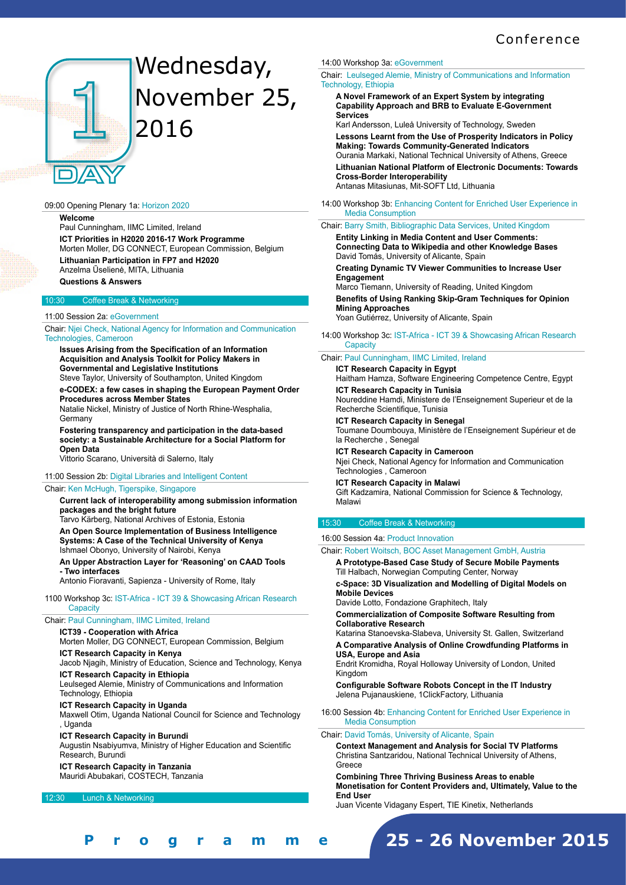# Day 1 — Wednesday, November 25, 2016

09:00 Opening Plenary 1a: Horizon 2020

**Welcome**
Paul Cunningham, IIMC Limited, Ireland

**ICT Priorities in H2020 2016-17 Work Programme**
Morten Moller, DG CONNECT, European Commission, Belgium

**Lithuanian Participation in FP7 and H2020**
Anzelma Ūselienė, MITA, Lithuania

**Questions & Answers**

10:30 Coffee Break & Networking

11:00 Session 2a: eGovernment

Chair: Njei Check, National Agency for Information and Communication Technologies, Cameroon

**Issues Arising from the Specification of an Information Acquisition and Analysis Toolkit for Policy Makers in Governmental and Legislative Institutions**
Steve Taylor, University of Southampton, United Kingdom

**e-CODEX: a few cases in shaping the European Payment Order Procedures across Member States**
Natalie Nickel, Ministry of Justice of North Rhine-Wesphalia, Germany

**Fostering transparency and participation in the data-based society: a Sustainable Architecture for a Social Platform for Open Data**
Vittorio Scarano, Università di Salerno, Italy

11:00 Session 2b: Digital Libraries and Intelligent Content

Chair: Ken McHugh, Tigerspike, Singapore

**Current lack of interoperability among submission information packages and the bright future**
Tarvo Kärberg, National Archives of Estonia, Estonia

**An Open Source Implementation of Business Intelligence Systems: A Case of the Technical University of Kenya**
Ishmael Obonyo, University of Nairobi, Kenya

**An Upper Abstraction Layer for 'Reasoning' on CAAD Tools - Two interfaces**
Antonio Fioravanti, Sapienza - University of Rome, Italy

1100 Workshop 3c: IST-Africa - ICT 39 & Showcasing African Research Capacity

Chair: Paul Cunningham, IIMC Limited, Ireland

**ICT39 - Cooperation with Africa**
Morten Moller, DG CONNECT, European Commission, Belgium

**ICT Research Capacity in Kenya**
Jacob Njagih, Ministry of Education, Science and Technology, Kenya

**ICT Research Capacity in Ethiopia**
Leulseged Alemie, Ministry of Communications and Information Technology, Ethiopia

**ICT Research Capacity in Uganda**
Maxwell Otim, Uganda National Council for Science and Technology , Uganda

**ICT Research Capacity in Burundi**
Augustin Nsabiyumva, Ministry of Higher Education and Scientific Research, Burundi

**ICT Research Capacity in Tanzania**
Mauridi Abubakari, COSTECH, Tanzania

12:30 Lunch & Networking

14:00 Workshop 3a: eGovernment

Chair: Leulseged Alemie, Ministry of Communications and Information Technology, Ethiopia

**A Novel Framework of an Expert System by integrating Capability Approach and BRB to Evaluate E-Government Services**
Karl Andersson, Luleå University of Technology, Sweden

**Lessons Learnt from the Use of Prosperity Indicators in Policy Making: Towards Community-Generated Indicators**
Ourania Markaki, National Technical University of Athens, Greece

**Lithuanian National Platform of Electronic Documents: Towards Cross-Border Interoperability**
Antanas Mitasiunas, Mit-SOFT Ltd, Lithuania

14:00 Workshop 3b: Enhancing Content for Enriched User Experience in Media Consumption

Chair: Barry Smith, Bibliographic Data Services, United Kingdom

**Entity Linking in Media Content and User Comments: Connecting Data to Wikipedia and other Knowledge Bases**
David Tomás, University of Alicante, Spain

**Creating Dynamic TV Viewer Communities to Increase User Engagement**
Marco Tiemann, University of Reading, United Kingdom

**Benefits of Using Ranking Skip-Gram Techniques for Opinion Mining Approaches**
Yoan Gutiérrez, University of Alicante, Spain

14:00 Workshop 3c: IST-Africa - ICT 39 & Showcasing African Research Capacity

Chair: Paul Cunningham, IIMC Limited, Ireland

**ICT Research Capacity in Egypt**
Haitham Hamza, Software Engineering Competence Centre, Egypt

**ICT Research Capacity in Tunisia**
Noureddine Hamdi, Ministere de l'Enseignement Superieur et de la Recherche Scientifique, Tunisia

**ICT Research Capacity in Senegal**
Toumane Doumbouya, Ministère de l'Enseignement Supérieur et de la Recherche , Senegal

**ICT Research Capacity in Cameroon**
Njei Check, National Agency for Information and Communication Technologies , Cameroon

**ICT Research Capacity in Malawi**
Gift Kadzamira, National Commission for Science & Technology, Malawi

15:30 Coffee Break & Networking

16:00 Session 4a: Product Innovation

Chair: Robert Woitsch, BOC Asset Management GmbH, Austria

**A Prototype-Based Case Study of Secure Mobile Payments**
Till Halbach, Norwegian Computing Center, Norway

**c-Space: 3D Visualization and Modelling of Digital Models on Mobile Devices**
Davide Lotto, Fondazione Graphitech, Italy

**Commercialization of Composite Software Resulting from Collaborative Research**
Katarina Stanoevska-Slabeva, University St. Gallen, Switzerland

**A Comparative Analysis of Online Crowdfunding Platforms in USA, Europe and Asia**
Endrit Kromidha, Royal Holloway University of London, United Kingdom

**Configurable Software Robots Concept in the IT Industry**
Jelena Pujanauskiene, 1ClickFactory, Lithuania

16:00 Session 4b: Enhancing Content for Enriched User Experience in Media Consumption

Chair: David Tomás, University of Alicante, Spain

**Context Management and Analysis for Social TV Platforms**
Christina Santzaridou, National Technical University of Athens, Greece

**Combining Three Thriving Business Areas to enable Monetisation for Content Providers and, Ultimately, Value to the End User**
Juan Vicente Vidagany Espert, TIE Kinetix, Netherlands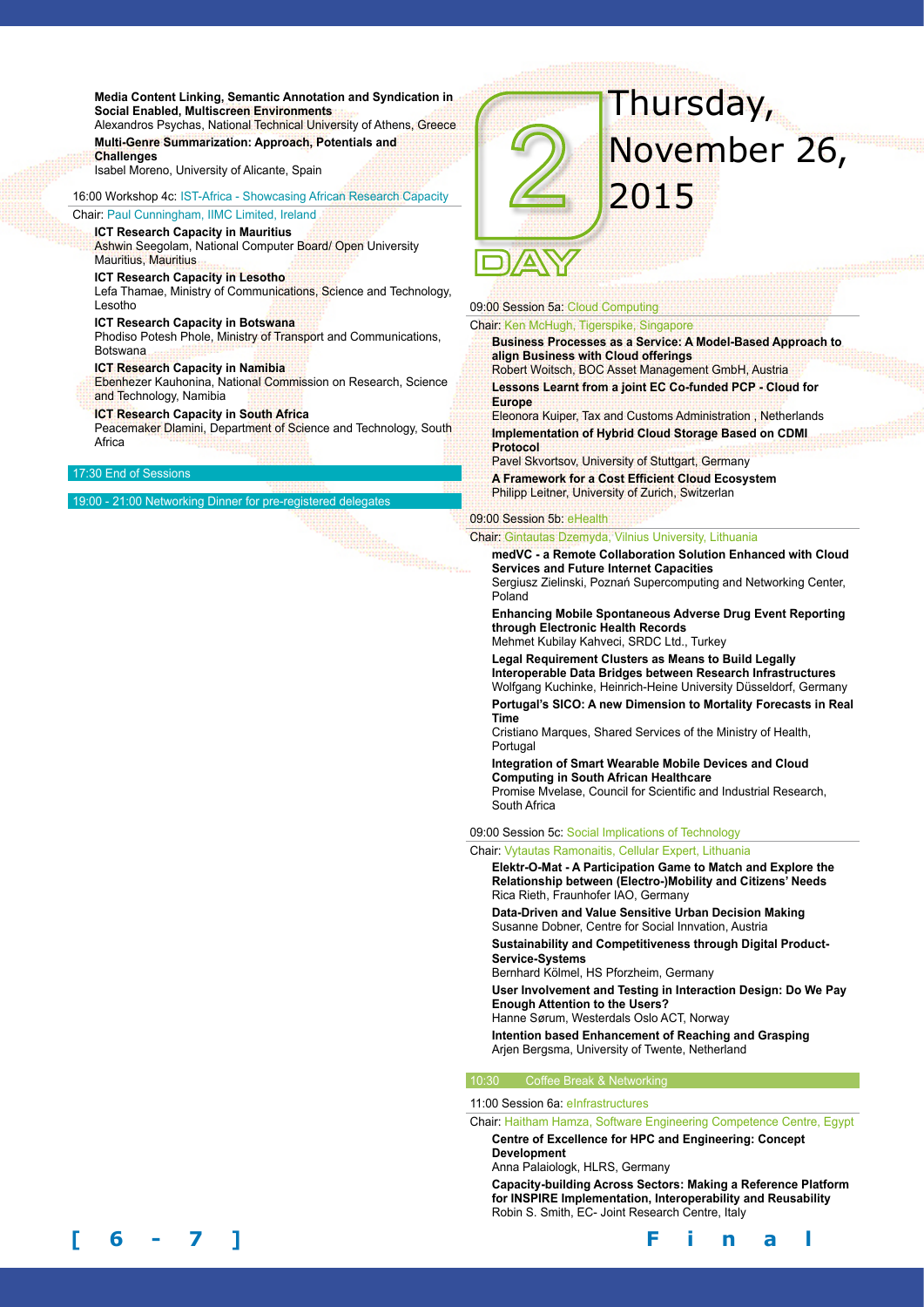**Media Content Linking, Semantic Annotation and Syndication in Social Enabled, Multiscreen Environments**
Alexandros Psychas, National Technical University of Athens, Greece

**Multi-Genre Summarization: Approach, Potentials and Challenges**
Isabel Moreno, University of Alicante, Spain

16:00 Workshop 4c: IST-Africa - Showcasing African Research Capacity

Chair: Paul Cunningham, IIMC Limited, Ireland

**ICT Research Capacity in Mauritius**
Ashwin Seegolam, National Computer Board/ Open University Mauritius, Mauritius

**ICT Research Capacity in Lesotho**
Lefa Thamae, Ministry of Communications, Science and Technology, Lesotho

**ICT Research Capacity in Botswana**
Phodiso Potesh Phole, Ministry of Transport and Communications, Botswana

**ICT Research Capacity in Namibia**
Ebenhezer Kauhonina, National Commission on Research, Science and Technology, Namibia

**ICT Research Capacity in South Africa**
Peacemaker Dlamini, Department of Science and Technology, South Africa

17:30 End of Sessions

19:00 - 21:00 Networking Dinner for pre-registered delegates

# DAY 2 Thursday, November 26, 2015

09:00 Session 5a: Cloud Computing

Chair: Ken McHugh, Tigerspike, Singapore

**Business Processes as a Service: A Model-Based Approach to align Business with Cloud offerings**
Robert Woitsch, BOC Asset Management GmbH, Austria

**Lessons Learnt from a joint EC Co-funded PCP - Cloud for Europe**
Eleonora Kuiper, Tax and Customs Administration , Netherlands

**Implementation of Hybrid Cloud Storage Based on CDMI Protocol**
Pavel Skvortsov, University of Stuttgart, Germany

**A Framework for a Cost Efficient Cloud Ecosystem**
Philipp Leitner, University of Zurich, Switzerlan

09:00 Session 5b: eHealth

Chair: Gintautas Dzemyda, Vilnius University, Lithuania

**medVC - a Remote Collaboration Solution Enhanced with Cloud Services and Future Internet Capacities**
Sergiusz Zielinski, Poznań Supercomputing and Networking Center, Poland

**Enhancing Mobile Spontaneous Adverse Drug Event Reporting through Electronic Health Records**
Mehmet Kubilay Kahveci, SRDC Ltd., Turkey

**Legal Requirement Clusters as Means to Build Legally Interoperable Data Bridges between Research Infrastructures**
Wolfgang Kuchinke, Heinrich-Heine University Düsseldorf, Germany

**Portugal's SICO: A new Dimension to Mortality Forecasts in Real Time**
Cristiano Marques, Shared Services of the Ministry of Health, Portugal

**Integration of Smart Wearable Mobile Devices and Cloud Computing in South African Healthcare**
Promise Mvelase, Council for Scientific and Industrial Research, South Africa

09:00 Session 5c: Social Implications of Technology

Chair: Vytautas Ramonaitis, Cellular Expert, Lithuania

**Elektr-O-Mat - A Participation Game to Match and Explore the Relationship between (Electro-)Mobility and Citizens' Needs**
Rica Rieth, Fraunhofer IAO, Germany

**Data-Driven and Value Sensitive Urban Decision Making**
Susanne Dobner, Centre for Social Innvation, Austria

**Sustainability and Competitiveness through Digital Product-Service-Systems**
Bernhard Kölmel, HS Pforzheim, Germany

**User Involvement and Testing in Interaction Design: Do We Pay Enough Attention to the Users?**
Hanne Sørum, Westerdals Oslo ACT, Norway

**Intention based Enhancement of Reaching and Grasping**
Arjen Bergsma, University of Twente, Netherland

10:30 Coffee Break & Networking

11:00 Session 6a: eInfrastructures

Chair: Haitham Hamza, Software Engineering Competence Centre, Egypt

**Centre of Excellence for HPC and Engineering: Concept Development**
Anna Palaiologk, HLRS, Germany

**Capacity-building Across Sectors: Making a Reference Platform for INSPIRE Implementation, Interoperability and Reusability**
Robin S. Smith, EC- Joint Research Centre, Italy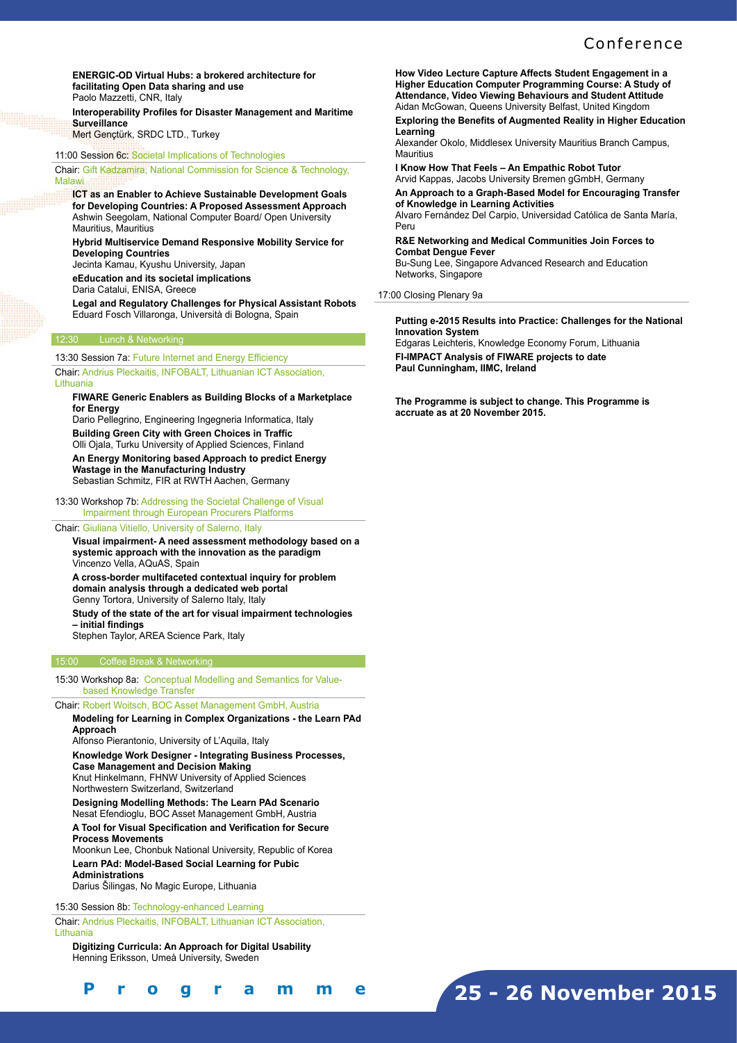**ENERGIC-OD Virtual Hubs: a brokered architecture for facilitating Open Data sharing and use**
Paolo Mazzetti, CNR, Italy

**Interoperability Profiles for Disaster Management and Maritime Surveillance**
Mert Gençtürk, SRDC LTD., Turkey

11:00 Session 6c: Societal Implications of Technologies

Chair: Gift Kadzamira, National Commission for Science & Technology, Malawi

**ICT as an Enabler to Achieve Sustainable Development Goals for Developing Countries: A Proposed Assessment Approach**
Ashwin Seegolam, National Computer Board/ Open University Mauritius, Mauritius

**Hybrid Multiservice Demand Responsive Mobility Service for Developing Countries**
Jecinta Kamau, Kyushu University, Japan

**eEducation and its societal implications**
Daria Catalui, ENISA, Greece

**Legal and Regulatory Challenges for Physical Assistant Robots**
Eduard Fosch Villaronga, Università di Bologna, Spain

12:30 Lunch & Networking

13:30 Session 7a: Future Internet and Energy Efficiency

Chair: Andrius Pleckaitis, INFOBALT, Lithuanian ICT Association, Lithuania

**FIWARE Generic Enablers as Building Blocks of a Marketplace for Energy**
Dario Pellegrino, Engineering Ingegneria Informatica, Italy

**Building Green City with Green Choices in Traffic**
Olli Ojala, Turku University of Applied Sciences, Finland

**An Energy Monitoring based Approach to predict Energy Wastage in the Manufacturing Industry**
Sebastian Schmitz, FIR at RWTH Aachen, Germany

13:30 Workshop 7b: Addressing the Societal Challenge of Visual Impairment through European Procurers Platforms

Chair: Giuliana Vitiello, University of Salerno, Italy

**Visual impairment- A need assessment methodology based on a systemic approach with the innovation as the paradigm**
Vincenzo Vella, AQuAS, Spain

**A cross-border multifaceted contextual inquiry for problem domain analysis through a dedicated web portal**
Genny Tortora, University of Salerno Italy, Italy

**Study of the state of the art for visual impairment technologies – initial findings**
Stephen Taylor, AREA Science Park, Italy

15:00 Coffee Break & Networking

15:30 Workshop 8a: Conceptual Modelling and Semantics for Value-based Knowledge Transfer

Chair: Robert Woitsch, BOC Asset Management GmbH, Austria

**Modeling for Learning in Complex Organizations - the Learn PAd Approach**
Alfonso Pierantonio, University of L'Aquila, Italy

**Knowledge Work Designer - Integrating Business Processes, Case Management and Decision Making**
Knut Hinkelmann, FHNW University of Applied Sciences Northwestern Switzerland, Switzerland

**Designing Modelling Methods: The Learn PAd Scenario**
Nesat Efendioglu, BOC Asset Management GmbH, Austria

**A Tool for Visual Specification and Verification for Secure Process Movements**
Moonkun Lee, Chonbuk National University, Republic of Korea

**Learn PAd: Model-Based Social Learning for Pubic Administrations**
Darius Šilingas, No Magic Europe, Lithuania

15:30 Session 8b: Technology-enhanced Learning

Chair: Andrius Pleckaitis, INFOBALT, Lithuanian ICT Association, Lithuania

**Digitizing Curricula: An Approach for Digital Usability**
Henning Eriksson, Umeå University, Sweden

**How Video Lecture Capture Affects Student Engagement in a Higher Education Computer Programming Course: A Study of Attendance, Video Viewing Behaviours and Student Attitude**
Aidan McGowan, Queens University Belfast, United Kingdom

**Exploring the Benefits of Augmented Reality in Higher Education Learning**
Alexander Okolo, Middlesex University Mauritius Branch Campus, Mauritius

**I Know How That Feels – An Empathic Robot Tutor**
Arvid Kappas, Jacobs University Bremen gGmbH, Germany

**An Approach to a Graph-Based Model for Encouraging Transfer of Knowledge in Learning Activities**
Alvaro Fernández Del Carpio, Universidad Católica de Santa María, Peru

**R&E Networking and Medical Communities Join Forces to Combat Dengue Fever**
Bu-Sung Lee, Singapore Advanced Research and Education Networks, Singapore

17:00 Closing Plenary 9a

**Putting e-2015 Results into Practice: Challenges for the National Innovation System**
Edgaras Leichteris, Knowledge Economy Forum, Lithuania

**FI-IMPACT Analysis of FIWARE projects to date**
**Paul Cunningham, IIMC, Ireland**

**The Programme is subject to change. This Programme is accruate as at 20 November 2015.**